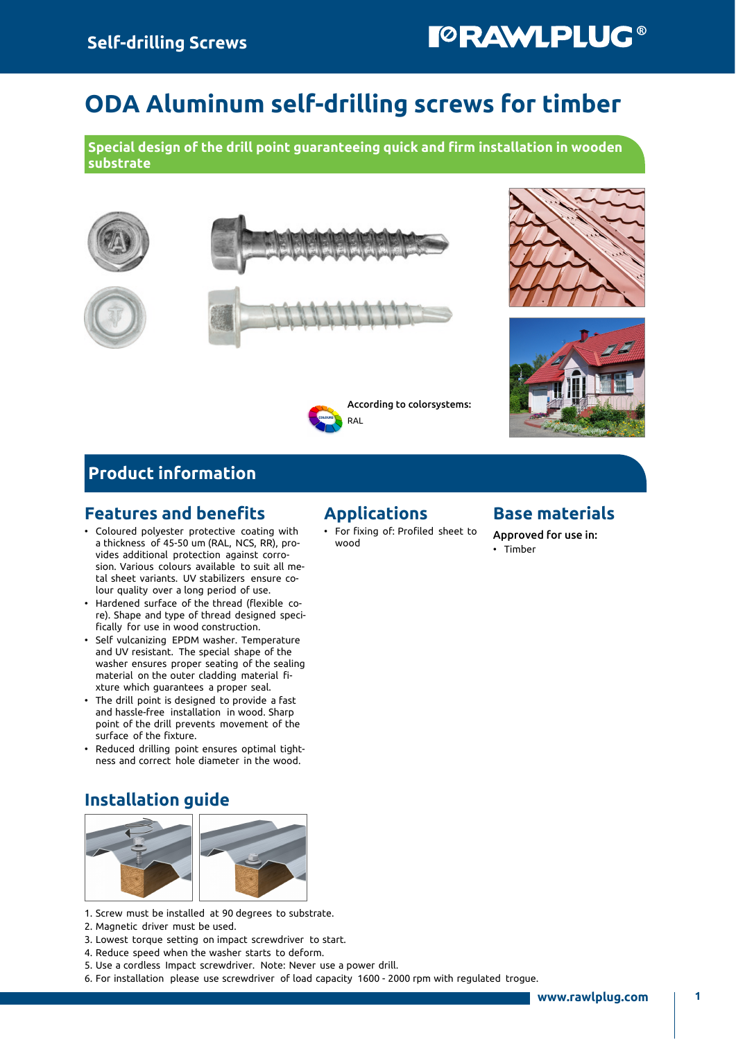# ODA Aluminum self-drilling screws for timber

**Special design of the drill point guaranteeing quick and firm installation in wooden substrate**

According to colorsystems:
RAL

## Product information

### Features and benefits

- Coloured polyester protective coating with a thickness of 45-50 um (RAL, NCS, RR), provides additional protection against corrosion. Various colours available to suit all metal sheet variants. UV stabilizers ensure colour quality over a long period of use.
- Hardened surface of the thread (flexible core). Shape and type of thread designed specifically for use in wood construction.
- Self vulcanizing EPDM washer. Temperature and UV resistant. The special shape of the washer ensures proper seating of the sealing material on the outer cladding material fixture which guarantees a proper seal.
- The drill point is designed to provide a fast and hassle-free installation in wood. Sharp point of the drill prevents movement of the surface of the fixture.
- Reduced drilling point ensures optimal tightness and correct hole diameter in the wood.

### Applications

- For fixing of: Profiled sheet to wood

### Base materials

Approved for use in:

- Timber

### Installation guide

1. Screw must be installed at 90 degrees to substrate.
2. Magnetic driver must be used.
3. Lowest torque setting on impact screwdriver to start.
4. Reduce speed when the washer starts to deform.
5. Use a cordless Impact screwdriver. Note: Never use a power drill.
6. For installation please use screwdriver of load capacity 1600 - 2000 rpm with regulated trogue.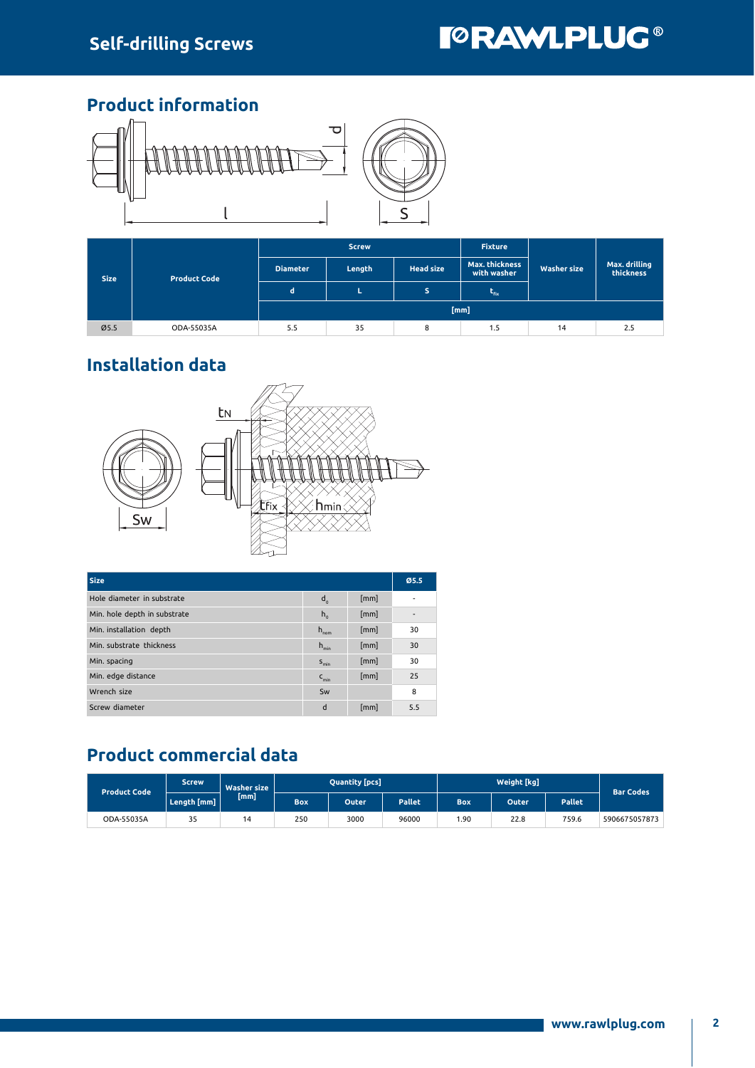## Product information

| Size | Product Code | Screw | | | Fixture | Washer size | Max. drilling thickness |
|---|---|---|---|---|---|---|---|
| | | Diameter | Length | Head size | Max. thickness with washer | | |
| | | d | L | S | $t_{fix}$ | | |
| | | [mm] | | | | | |
| Ø5.5 | ODA-55035A | 5.5 | 35 | 8 | 1.5 | 14 | 2.5 |

## Installation data

| Size | | | Ø5.5 |
|---|---|---|---|
| Hole diameter in substrate | $d_0$ | [mm] | - |
| Min. hole depth in substrate | $h_0$ | [mm] | - |
| Min. installation depth | $h_{nom}$ | [mm] | 30 |
| Min. substrate thickness | $h_{min}$ | [mm] | 30 |
| Min. spacing | $s_{min}$ | [mm] | 30 |
| Min. edge distance | $c_{min}$ | [mm] | 25 |
| Wrench size | Sw | | 8 |
| Screw diameter | d | [mm] | 5.5 |

## Product commercial data

| Product Code | Screw | Washer size [mm] | Quantity [pcs] | | | Weight [kg] | | | Bar Codes |
|---|---|---|---|---|---|---|---|---|---|
| | Length [mm] | | Box | Outer | Pallet | Box | Outer | Pallet | |
| ODA-55035A | 35 | 14 | 250 | 3000 | 96000 | 1.90 | 22.8 | 759.6 | 5906675057873 |